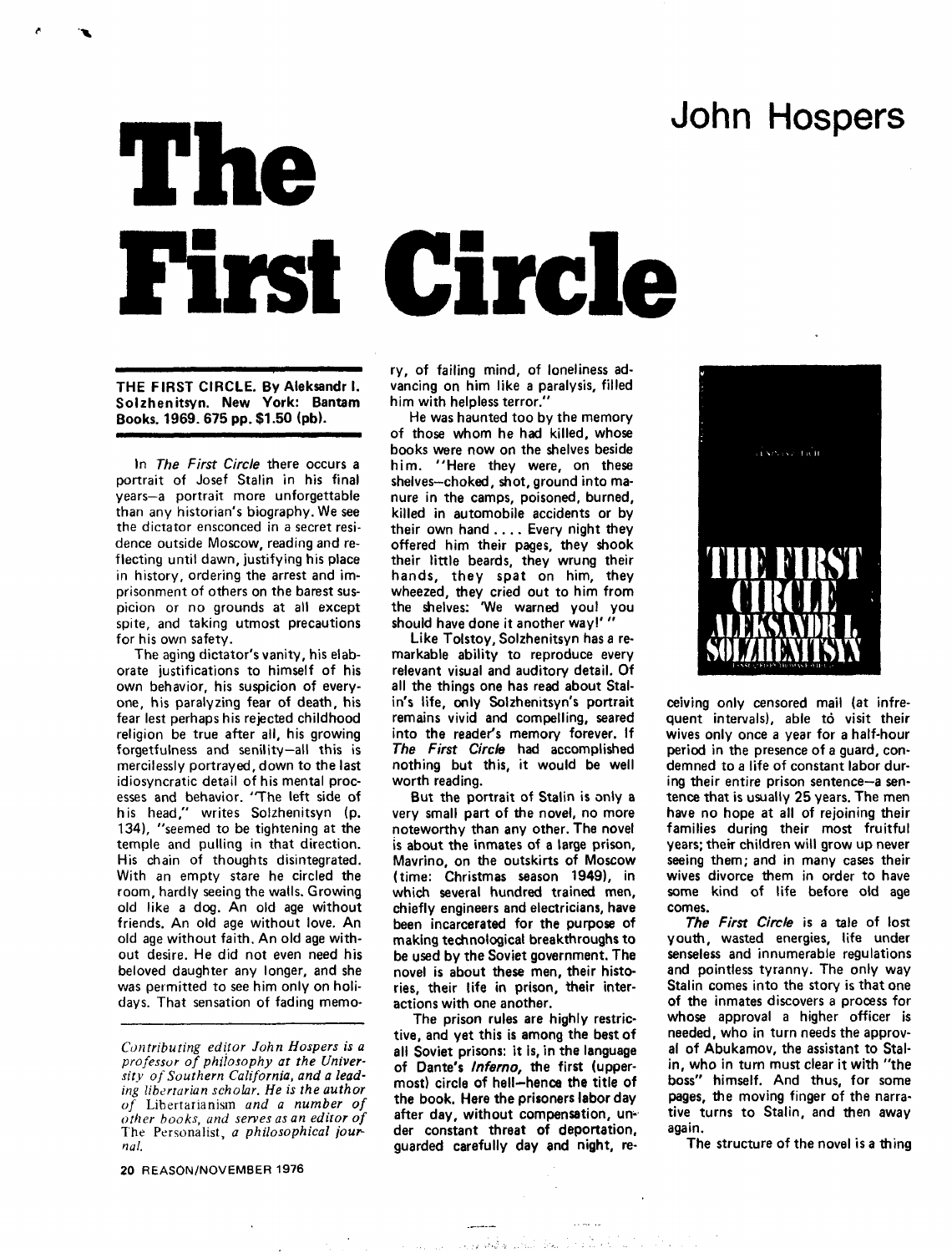# The First Circle

## John Hospers

**THE FIRST CIRCLE. By Aleksandr I. Solzhenitsyn. New York: Bantam Books. 1969. 675 pp. $1.50 (pb).**

In *The First Circle* there occurs a portrait of Josef Stalin in his final years—a portrait more unforgettable than any historian's biography. We see the dictator ensconced in a secret residence outside Moscow, reading and reflecting until dawn, justifying his place in history, ordering the arrest and imprisonment of others on the barest suspicion or no grounds at all except spite, and taking utmost precautions for his own safety.

The aging dictator's vanity, his elaborate justifications to himself of his own behavior, his suspicion of everyone, his paralyzing fear of death, his fear lest perhaps his rejected childhood religion be true after all, his growing forgetfulness and senility—all this is mercilessly portrayed, down to the last idiosyncratic detail of his mental processes and behavior. "The left side of his head," writes Solzhenitsyn (p. 134), "seemed to be tightening at the temple and pulling in that direction. His chain of thoughts disintegrated. With an empty stare he circled the room, hardly seeing the walls. Growing old like a dog. An old age without friends. An old age without love. An old age without faith. An old age without desire. He did not even need his beloved daughter any longer, and she was permitted to see him only on holidays. That sensation of fading memory, of failing mind, of loneliness advancing on him like a paralysis, filled him with helpless terror."

He was haunted too by the memory of those whom he had killed, whose books were now on the shelves beside him. "Here they were, on these shelves—choked, shot, ground into manure in the camps, poisoned, burned, killed in automobile accidents or by their own hand . . . . Every night they offered him their pages, they shook their little beards, they wrung their hands, they spat on him, they wheezed, they cried out to him from the shelves: 'We warned you! you should have done it another way!' "

Like Tolstoy, Solzhenitsyn has a remarkable ability to reproduce every relevant visual and auditory detail. Of all the things one has read about Stalin's life, only Solzhenitsyn's portrait remains vivid and compelling, seared into the reader's memory forever. If *The First Circle* had accomplished nothing but this, it would be well worth reading.

But the portrait of Stalin is only a very small part of the novel, no more noteworthy than any other. The novel is about the inmates of a large prison, Mavrino, on the outskirts of Moscow (time: Christmas season 1949), in which several hundred trained men, chiefly engineers and electricians, have been incarcerated for the purpose of making technological breakthroughs to be used by the Soviet government. The novel is about these men, their histories, their life in prison, their interactions with one another.

The prison rules are highly restrictive, and yet this is among the best of all Soviet prisons: it is, in the language of Dante's *Inferno,* the first (uppermost) circle of hell—hence the title of the book. Here the prisoners labor day after day, without compensation, under constant threat of deportation, guarded carefully day and night, receiving only censored mail (at infrequent intervals), able to visit their wives only once a year for a half-hour period in the presence of a guard, condemned to a life of constant labor during their entire prison sentence—a sentence that is usually 25 years. The men have no hope at all of rejoining their families during their most fruitful years; their children will grow up never seeing them; and in many cases their wives divorce them in order to have some kind of life before old age comes.

*The First Circle* is a tale of lost youth, wasted energies, life under senseless and innumerable regulations and pointless tyranny. The only way Stalin comes into the story is that one of the inmates discovers a process for whose approval a higher officer is needed, who in turn needs the approval of Abukamov, the assistant to Stalin, who in turn must clear it with "the boss" himself. And thus, for some pages, the moving finger of the narrative turns to Stalin, and then away again.

The structure of the novel is a thing

*Contributing editor John Hospers is a professor of philosophy at the University of Southern California, and a leading libertarian scholar. He is the author of* Libertarianism *and a number of other books, and serves as an editor of* The Personalist, *a philosophical journal.*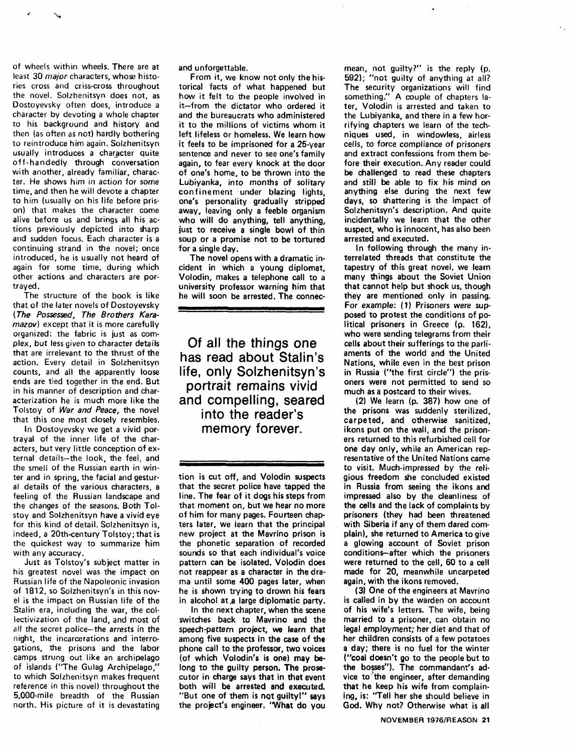of wheels within wheels. There are at least 30 *major* characters, whose histories cross and criss-cross throughout the novel. Solzhenitsyn does not, as Dostoyevsky often does, introduce a character by devoting a whole chapter to his background and history and then (as often as not) hardly bothering to reintroduce him again. Solzhenitsyn usually introduces a character quite off-handedly through conversation with another, already familiar, character. He shows him in action for some time, and then he will devote a chapter to him (usually on his life before prison) that makes the character come alive before us and brings all his actions previously depicted into sharp and sudden focus. Each character is a continuing strand in the novel; once introduced, he is usually not heard of again for some time, during which other actions and characters are portrayed.

The structure of the book is like that of the later novels of Dostoyevsky (*The Possessed, The Brothers Karamazov*) except that it is more carefully organized: the fabric is just as complex, but less given to character details that are irrelevant to the thrust of the action. Every detail in Solzhenitsyn counts, and all the apparently loose ends are tied together in the end. But in his manner of description and characterization he is much more like the Tolstoy of *War and Peace*, the novel that this one most closely resembles.

In Dostoyevsky we get a vivid portrayal of the inner life of the characters, but very little conception of external details—the look, the feel, and the smell of the Russian earth in winter and in spring, the facial and gestural details of the various characters, a feeling of the Russian landscape and the changes of the seasons. Both Tolstoy and Solzhenitsyn have a vivid eye for this kind of detail. Solzhenitsyn is, indeed, a 20th-century Tolstoy; that is the quickest way to summarize him with any accuracy.

Just as Tolstoy's subject matter in his greatest novel was the impact on Russian life of the Napoleonic invasion of 1812, so Solzhenitsyn's in this novel is the impact on Russian life of the Stalin era, including the war, the collectivization of the land, and most of all the secret police—the arrests in the night, the incarcerations and interrogations, the prisons and the labor camps strung out like an archipelago of islands ("The Gulag Archipelago," to which Solzhenitsyn makes frequent reference in this novel) throughout the 5,000-mile breadth of the Russian north. His picture of it is devastating and unforgettable.

From it, we know not only the historical facts of what happened but how it felt to the people involved in it—from the dictator who ordered it and the bureaucrats who administered it to the millions of victims whom it left lifeless or homeless. We learn how it feels to be imprisoned for a 25-year sentence and never to see one's family again, to fear every knock at the door of one's home, to be thrown into the Lubiyanka, into months of solitary confinement under blazing lights, one's personality gradually stripped away, leaving only a feeble organism who will do anything, tell anything, just to receive a single bowl of thin soup or a promise not to be tortured for a single day.

The novel opens with a dramatic incident in which a young diplomat, Volodin, makes a telephone call to a university professor warning him that he will soon be arrested. The connection is cut off, and Volodin suspects that the secret police have tapped the line. The fear of it dogs his steps from that moment on, but we hear no more of him for many pages. Fourteen chapters later, we learn that the principal new project at the Mavrino prison is the phonetic separation of recorded sounds so that each individual's voice pattern can be isolated. Volodin does not reappear as a character in the drama until some 400 pages later, when he is shown trying to drown his fears in alcohol at a large diplomatic party.

**Of all the things one has read about Stalin's life, only Solzhenitsyn's portrait remains vivid and compelling, seared into the reader's memory forever.**

In the next chapter, when the scene switches back to Mavrino and the speech-pattern project, we learn that among five suspects in the case of the phone call to the professor, two voices (of which Volodin's is one) may belong to the guilty person. The prosecutor in charge says that in that event both will be arrested and executed. "But one of them is not guilty!" says the project's engineer. "What do you mean, not guilty?" is the reply (p. 592); "not guilty of anything at all? The security organizations will find something." A couple of chapters later, Volodin is arrested and taken to the Lubiyanka, and there in a few horrifying chapters we learn of the techniques used, in windowless, airless cells, to force compliance of prisoners and extract confessions from them before their execution. Any reader could be challenged to read these chapters and still be able to fix his mind on anything else during the next few days, so shattering is the impact of Solzhenitsyn's description. And quite incidentally we learn that the other suspect, who is innocent, has also been arrested and executed.

In following through the many interrelated threads that constitute the tapestry of this great novel, we learn many things about the Soviet Union that cannot help but shock us, though they are mentioned only in passing. For example: (1) Prisoners were supposed to protest the conditions of political prisoners in Greece (p. 162), who were sending telegrams from their cells about their sufferings to the parliaments of the world and the United Nations, while even in the best prison in Russia ("the first circle") the prisoners were not permitted to send so much as a postcard to their wives.

(2) We learn (p. 387) how one of the prisons was suddenly sterilized, carpeted, and otherwise sanitized, ikons put on the wall, and the prisoners returned to this refurbished cell for one day only, while an American representative of the United Nations came to visit. Much-impressed by the religious freedom she concluded existed in Russia from seeing the ikons and impressed also by the cleanliness of the cells and the lack of complaints by prisoners (they had been threatened with Siberia if any of them dared complain), she returned to America to give a glowing account of Soviet prison conditions—after which the prisoners were returned to the cell, 60 to a cell made for 20, meanwhile uncarpeted again, with the ikons removed.

(3) One of the engineers at Mavrino is called in by the warden on account of his wife's letters. The wife, being married to a prisoner, can obtain no legal employment; her diet and that of her children consists of a few potatoes a day; there is no fuel for the winter ("coal doesn't go to the people but to the bosses"). The commandant's advice to the engineer, after demanding that he keep his wife from complaining, is: "Tell her she should believe in God. Why not? Otherwise what is all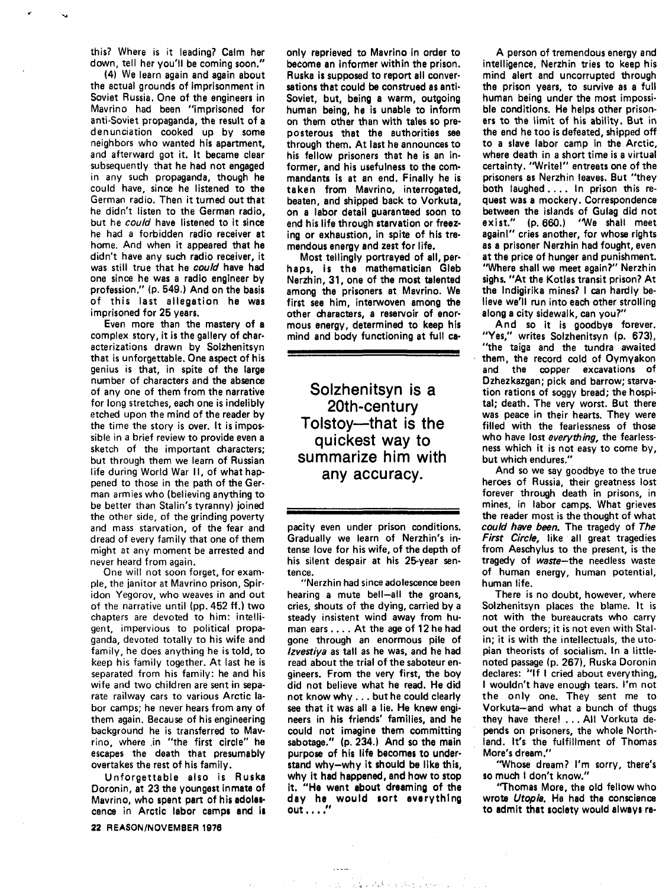this? Where is it leading? Calm her down, tell her you'll be coming soon."

(4) We learn again and again about the actual grounds of imprisonment in Soviet Russia. One of the engineers in Mavrino had been "imprisoned for anti-Soviet propaganda, the result of a denunciation cooked up by some neighbors who wanted his apartment, and afterward got it. It became clear subsequently that he had not engaged in any such propaganda, though he could have, since he listened to the German radio. Then it turned out that he didn't listen to the German radio, but he *could* have listened to it since he had a forbidden radio receiver at home. And when it appeared that he didn't have any such radio receiver, it was still true that he *could* have had one since he was a radio engineer by profession." (p. 549.) And on the basis of this last allegation he was imprisoned for 25 years.

Even more than the mastery of a complex story, it is the gallery of characterizations drawn by Solzhenitsyn that is unforgettable. One aspect of his genius is that, in spite of the large number of characters and the absence of any one of them from the narrative for long stretches, each one is indelibly etched upon the mind of the reader by the time the story is over. It is impossible in a brief review to provide even a sketch of the important characters; but through them we learn of Russian life during World War II, of what happened to those in the path of the German armies who (believing anything to be better than Stalin's tyranny) joined the other side, of the grinding poverty and mass starvation, of the fear and dread of every family that one of them might at any moment be arrested and never heard from again.

One will not soon forget, for example, the janitor at Mavrino prison, Spiridon Yegorov, who weaves in and out of the narrative until (pp. 452 ff.) two chapters are devoted to him: intelligent, impervious to political propaganda, devoted totally to his wife and family, he does anything he is told, to keep his family together. At last he is separated from his family: he and his wife and two children are sent in separate railway cars to various Arctic labor camps; he never hears from any of them again. Because of his engineering background he is transferred to Mavrino, where in "the first circle" he escapes the death that presumably overtakes the rest of his family.

Unforgettable also is Ruska Doronin, at 23 the youngest inmate of Mavrino, who spent part of his adolescence in Arctic labor camps and is only reprieved to Mavrino in order to become an informer within the prison. Ruska is supposed to report all conversations that could be construed as anti-Soviet, but, being a warm, outgoing human being, he is unable to inform on them other than with tales so preposterous that the authorities see through them. At last he announces to his fellow prisoners that he is an informer, and his usefulness to the commandants is at an end. Finally he is taken from Mavrino, interrogated, beaten, and shipped back to Vorkuta, on a labor detail guaranteed soon to end his life through starvation or freezing or exhaustion, in spite of his tremendous energy and zest for life.

Most tellingly portrayed of all, perhaps, is the mathematician Gleb Nerzhin, 31, one of the most talented among the prisoners at Mavrino. We first see him, interwoven among the other characters, a reservoir of enormous energy, determined to keep his mind and body functioning at full capacity even under prison conditions. Gradually we learn of Nerzhin's intense love for his wife, of the depth of his silent despair at his 25-year sentence.

**Solzhenitsyn is a 20th-century Tolstoy—that is the quickest way to summarize him with any accuracy.**

"Nerzhin had since adolescence been hearing a mute bell—all the groans, cries, shouts of the dying, carried by a steady insistent wind away from human ears .... At the age of 12 he had gone through an enormous pile of *Izvestiya* as tall as he was, and he had read about the trial of the saboteur engineers. From the very first, the boy did not believe what he read. He did not know why ... but he could clearly see that it was all a lie. He knew engineers in his friends' families, and he could not imagine them committing sabotage." (p. 234.) And so the main purpose of his life becomes to understand why—why it should be like this, why it had happened, and how to stop it. "He went about dreaming of the day he would sort everything out...."

A person of tremendous energy and intelligence, Nerzhin tries to keep his mind alert and uncorrupted through the prison years, to survive as a full human being under the most impossible conditions. He helps other prisoners to the limit of his ability. But in the end he too is defeated, shipped off to a slave labor camp in the Arctic, where death in a short time is a virtual certainty. "Write!" entreats one of the prisoners as Nerzhin leaves. But "they both laughed .... In prison this request was a mockery. Correspondence between the islands of Gulag did not exist." (p. 660.) "We shall meet again!" cries another, for whose rights as a prisoner Nerzhin had fought, even at the price of hunger and punishment. "Where shall we meet again?" Nerzhin sighs. "At the Kotlas transit prison? At the Indigirika mines? I can hardly believe we'll run into each other strolling along a city sidewalk, can you?"

And so it is goodbye forever. "Yes," writes Solzhenitsyn (p. 673), "the taiga and the tundra awaited them, the record cold of Oymyakon and the copper excavations of Dzhezkazgan; pick and barrow; starvation rations of soggy bread; the hospital; death. The very worst. But there was peace in their hearts. They were filled with the fearlessness of those who have lost *everything*, the fearlessness which it is not easy to come by, but which endures."

And so we say goodbye to the true heroes of Russia, their greatness lost forever through death in prisons, in mines, in labor camps. What grieves the reader most is the thought of what ***could have been.*** The tragedy of ***The First Circle,*** like all great tragedies from Aeschylus to the present, is the tragedy of ***waste***—the needless waste of human energy, human potential, human life.

There is no doubt, however, where Solzhenitsyn places the blame. It is not with the bureaucrats who carry out the orders; it is not even with Stalin; it is with the intellectuals, the utopian theorists of socialism. In a little-noted passage (p. 267), Ruska Doronin declares: "If I cried about everything, I wouldn't have enough tears. I'm not the only one. They sent me to Vorkuta—and what a bunch of thugs they have there! ... All Vorkuta depends on prisoners, the whole Northland. It's the fulfillment of Thomas More's dream."

"Whose dream? I'm sorry, there's so much I don't know."

"Thomas More, the old fellow who wrote *Utopia.* He had the conscience to admit that society would always re-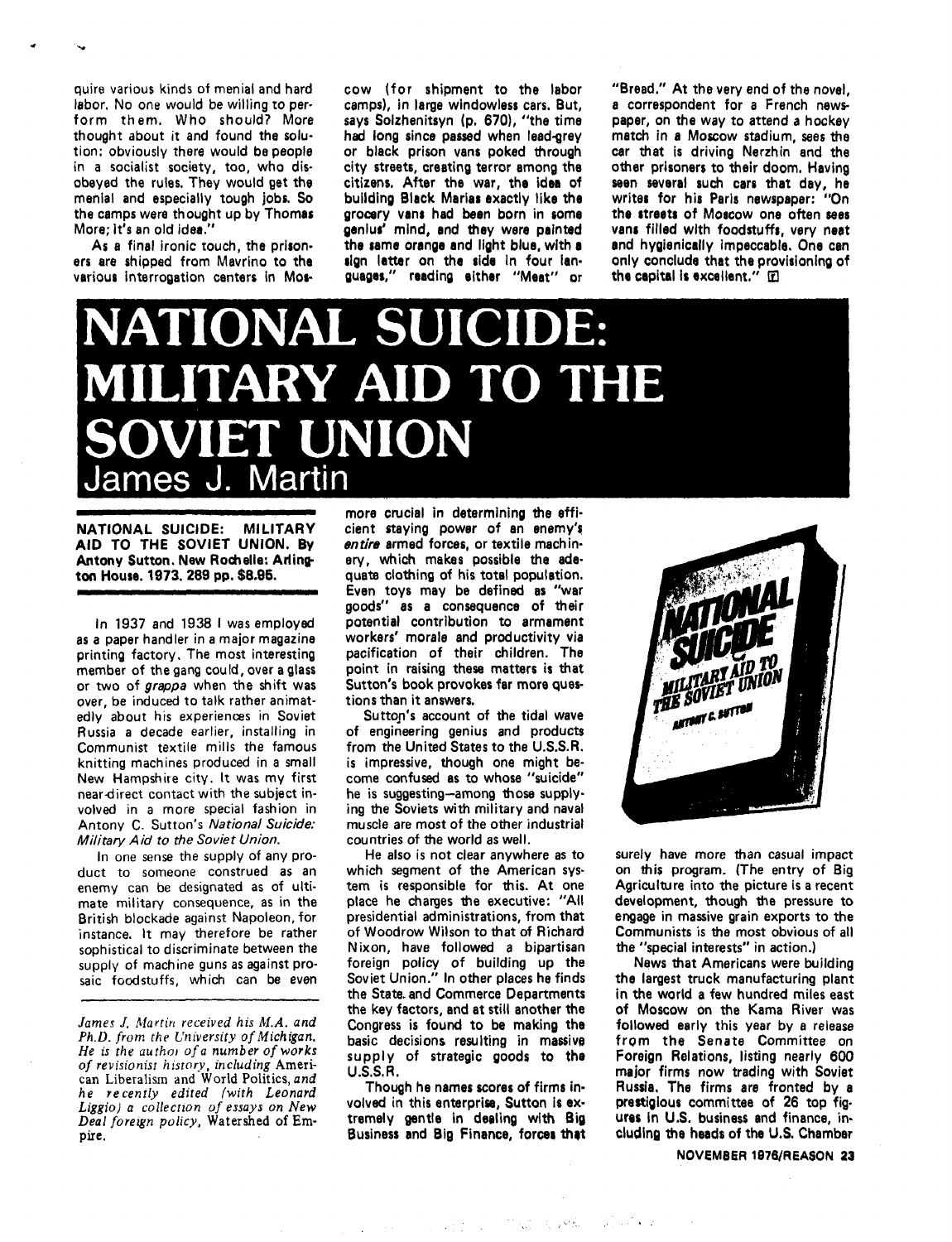quire various kinds of menial and hard labor. No one would be willing to perform them. Who should? More thought about it and found the solution: obviously there would be people in a socialist society, too, who disobeyed the rules. They would get the menial and especially tough jobs. So the camps were thought up by Thomas More; it's an old idea."

As a final ironic touch, the prisoners are shipped from Mavrino to the various interrogation centers in Moscow (for shipment to the labor camps), in large windowless cars. But, says Solzhenitsyn (p. 670), "the time had long since passed when lead-grey or black prison vans poked through city streets, creating terror among the citizens. After the war, the idea of building Black Marias exactly like the grocery vans had been born in some genius' mind, and they were painted the same orange and light blue, with a sign letter on the side in four languages," reading either "Meat" or "Bread." At the very end of the novel, a correspondent for a French newspaper, on the way to attend a hockey match in a Moscow stadium, sees the car that is driving Nerzhin and the other prisoners to their doom. Having seen several such cars that day, he writes for his Paris newspaper: "On the streets of Moscow one often sees vans filled with foodstuffs, very neat and hygienically impeccable. One can only conclude that the provisioning of the capital is excellent."

# NATIONAL SUICIDE: MILITARY AID TO THE SOVIET UNION

## James J. Martin

**NATIONAL SUICIDE: MILITARY AID TO THE SOVIET UNION. By Antony Sutton. New Rochelle: Arlington House. 1973. 289 pp. $8.95.**

In 1937 and 1938 I was employed as a paper handler in a major magazine printing factory. The most interesting member of the gang could, over a glass or two of *grappa* when the shift was over, be induced to talk rather animatedly about his experiences in Soviet Russia a decade earlier, installing in Communist textile mills the famous knitting machines produced in a small New Hampshire city. It was my first near-direct contact with the subject involved in a more special fashion in Antony C. Sutton's *National Suicide: Military Aid to the Soviet Union*.

In one sense the supply of any product to someone construed as an enemy can be designated as of ultimate military consequence, as in the British blockade against Napoleon, for instance. It may therefore be rather sophistical to discriminate between the supply of machine guns as against prosaic foodstuffs, which can be even more crucial in determining the efficient staying power of an enemy's *entire* armed forces, or textile machinery, which makes possible the adequate clothing of his total population. Even toys may be defined as "war goods" as a consequence of their potential contribution to armament workers' morale and productivity via pacification of their children. The point in raising these matters is that Sutton's book provokes far more questions than it answers.

*James J. Martin received his M.A. and Ph.D. from the University of Michigan. He is the author of a number of works of revisionist history, including* American Liberalism and World Politics, *and he recently edited (with Leonard Liggio) a collection of essays on New Deal foreign policy,* Watershed of Empire.

Sutton's account of the tidal wave of engineering genius and products from the United States to the U.S.S.R. is impressive, though one might become confused as to whose "suicide" he is suggesting—among those supplying the Soviets with military and naval muscle are most of the other industrial countries of the world as well.

He also is not clear anywhere as to which segment of the American system is responsible for this. At one place he charges the executive: "All presidential administrations, from that of Woodrow Wilson to that of Richard Nixon, have followed a bipartisan foreign policy of building up the Soviet Union." In other places he finds the State and Commerce Departments the key factors, and at still another the Congress is found to be making the basic decisions resulting in massive supply of strategic goods to the U.S.S.R.

Though he names scores of firms involved in this enterprise, Sutton is extremely gentle in dealing with Big Business and Big Finance, forces that surely have more than casual impact on this program. (The entry of Big Agriculture into the picture is a recent development, though the pressure to engage in massive grain exports to the Communists is the most obvious of all the "special interests" in action.)

News that Americans were building the largest truck manufacturing plant in the world a few hundred miles east of Moscow on the Kama River was followed early this year by a release from the Senate Committee on Foreign Relations, listing nearly 600 major firms now trading with Soviet Russia. The firms are fronted by a prestigious committee of 26 top figures in U.S. business and finance, including the heads of the U.S. Chamber